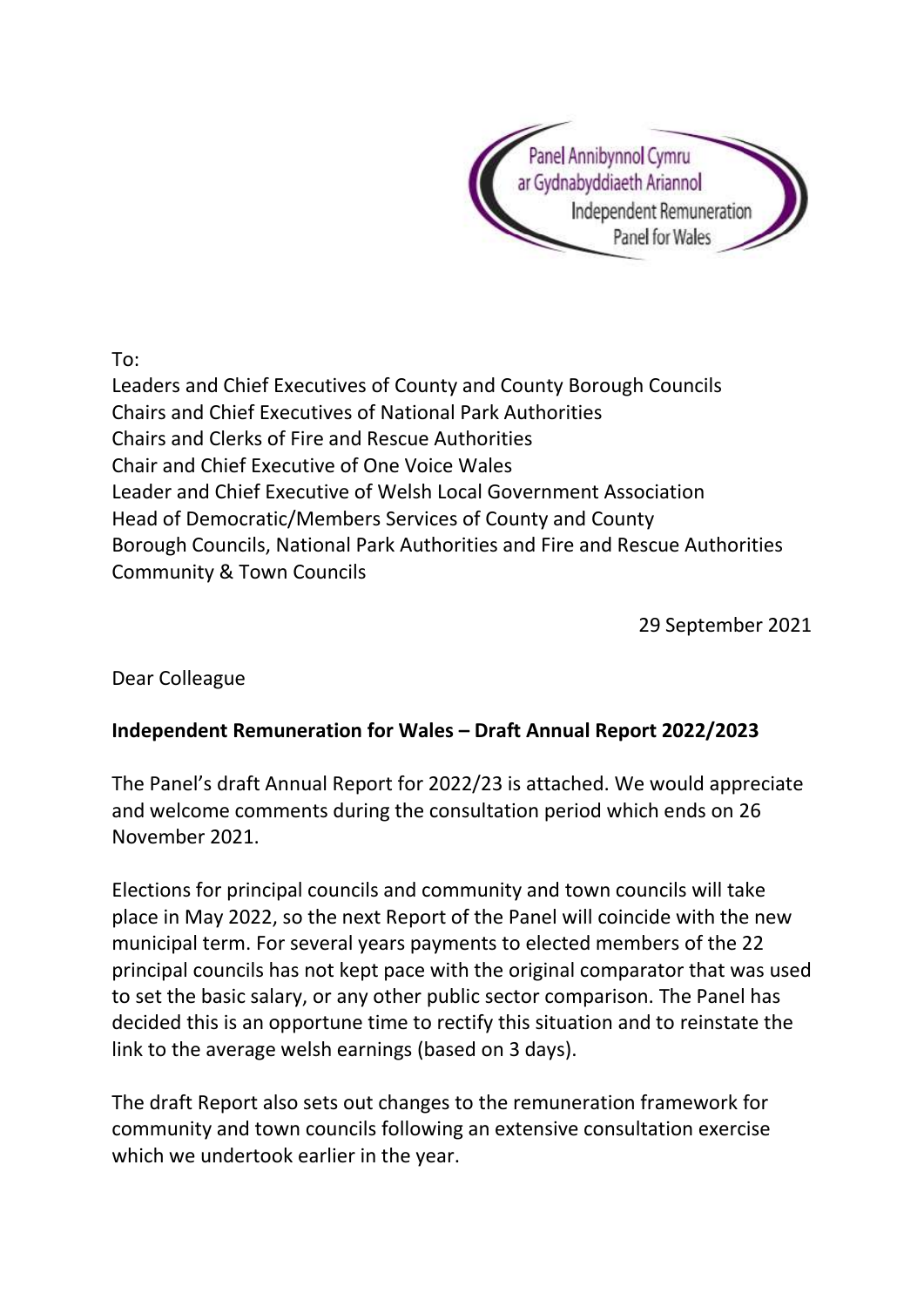Panel Annibynnol Cymru
ar Gydnabyddiaeth Ariannol
Independent Remuneration
Panel for Wales

To:
Leaders and Chief Executives of County and County Borough Councils
Chairs and Chief Executives of National Park Authorities
Chairs and Clerks of Fire and Rescue Authorities
Chair and Chief Executive of One Voice Wales
Leader and Chief Executive of Welsh Local Government Association
Head of Democratic/Members Services of County and County
Borough Councils, National Park Authorities and Fire and Rescue Authorities
Community & Town Councils

29 September 2021

Dear Colleague

**Independent Remuneration for Wales – Draft Annual Report 2022/2023**

The Panel's draft Annual Report for 2022/23 is attached. We would appreciate and welcome comments during the consultation period which ends on 26 November 2021.

Elections for principal councils and community and town councils will take place in May 2022, so the next Report of the Panel will coincide with the new municipal term. For several years payments to elected members of the 22 principal councils has not kept pace with the original comparator that was used to set the basic salary, or any other public sector comparison. The Panel has decided this is an opportune time to rectify this situation and to reinstate the link to the average welsh earnings (based on 3 days).

The draft Report also sets out changes to the remuneration framework for community and town councils following an extensive consultation exercise which we undertook earlier in the year.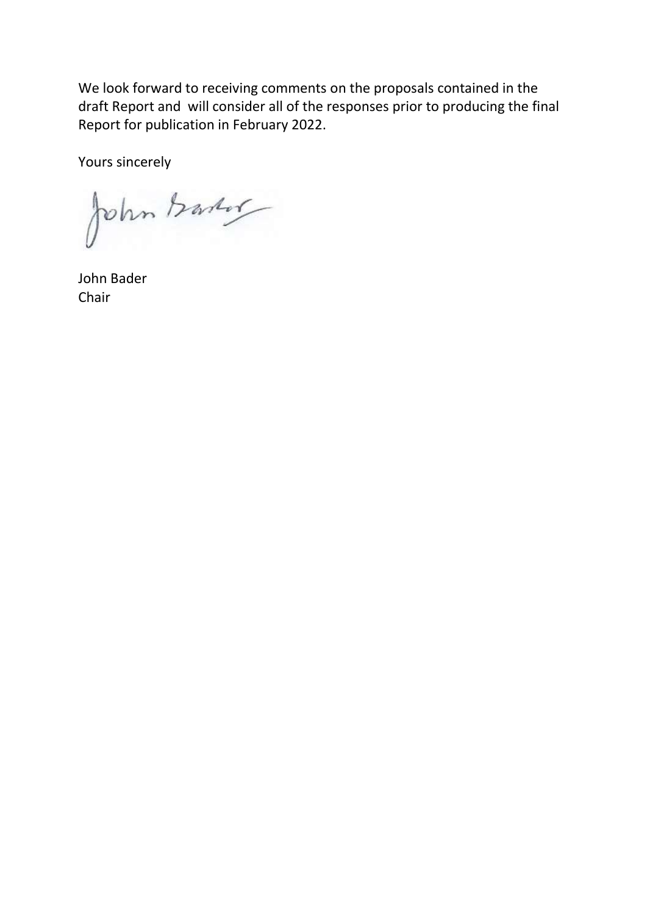We look forward to receiving comments on the proposals contained in the draft Report and will consider all of the responses prior to producing the final Report for publication in February 2022.

Yours sincerely

John Bader

John Bader
Chair